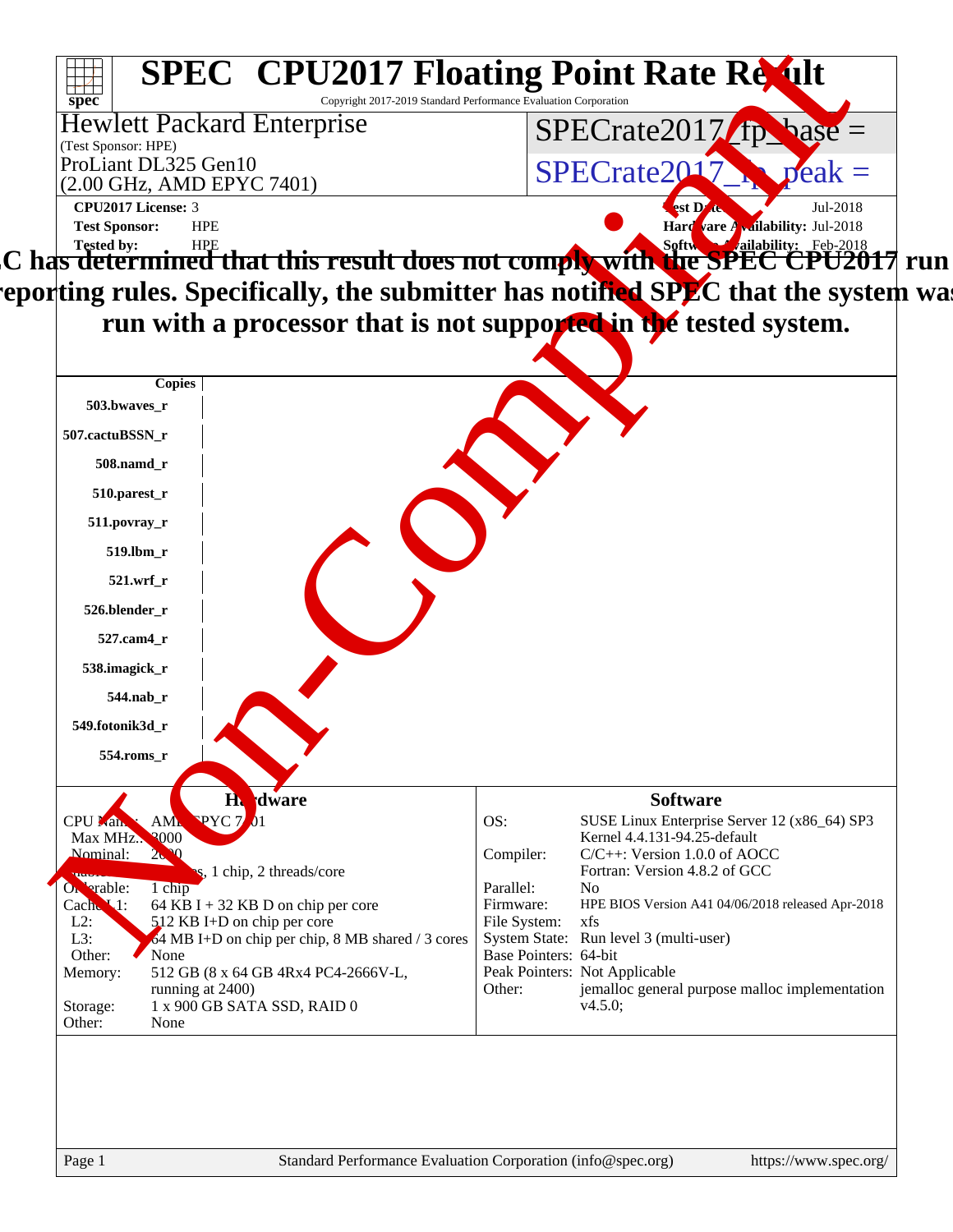# SPEC CPU2017 Floating Point Rate Result

Copyright 2017-2019 Standard Performance Evaluation Corporation

**Hewlett Packard Enterprise**
(Test Sponsor: HPE)
ProLiant DL325 Gen10
(2.00 GHz, AMD EPYC 7401)

SPECrate2017_fp_base =
SPECrate2017_fp_peak =

**CPU2017 License:** 3
**Test Sponsor:** HPE
**Tested by:** HPE

**Test Date:** Jul-2018
**Hardware Availability:** Jul-2018
**Software Availability:** Feb-2018

**SPEC has determined that this result does not comply with the SPEC CPU2017 run and reporting rules. Specifically, the submitter has notified SPEC that the system was run with a processor that is not supported in the tested system.**

Non-Compliant

| Copies |
|---|
| 503.bwaves_r |
| 507.cactuBSSN_r |
| 508.namd_r |
| 510.parest_r |
| 511.povray_r |
| 519.lbm_r |
| 521.wrf_r |
| 526.blender_r |
| 527.cam4_r |
| 538.imagick_r |
| 544.nab_r |
| 549.fotonik3d_r |
| 554.roms_r |

## Hardware

| | |
|---|---|
| CPU Name: | AMD EPYC 7401 |
| Max MHz.: | 3000 |
| Nominal: | 2000 |
| Enabled: | cores, 1 chip, 2 threads/core |
| Orderable: | 1 chip |
| Cache L1: | 64 KB I + 32 KB D on chip per core |
| L2: | 512 KB I+D on chip per core |
| L3: | 64 MB I+D on chip per chip, 8 MB shared / 3 cores |
| Other: | None |
| Memory: | 512 GB (8 x 64 GB 4Rx4 PC4-2666V-L, running at 2400) |
| Storage: | 1 x 900 GB SATA SSD, RAID 0 |
| Other: | None |

## Software

| | |
|---|---|
| OS: | SUSE Linux Enterprise Server 12 (x86_64) SP3 Kernel 4.4.131-94.25-default |
| Compiler: | C/C++: Version 1.0.0 of AOCC Fortran: Version 4.8.2 of GCC |
| Parallel: | No |
| Firmware: | HPE BIOS Version A41 04/06/2018 released Apr-2018 |
| File System: | xfs |
| System State: | Run level 3 (multi-user) |
| Base Pointers: | 64-bit |
| Peak Pointers: | Not Applicable |
| Other: | jemalloc general purpose malloc implementation v4.5.0; |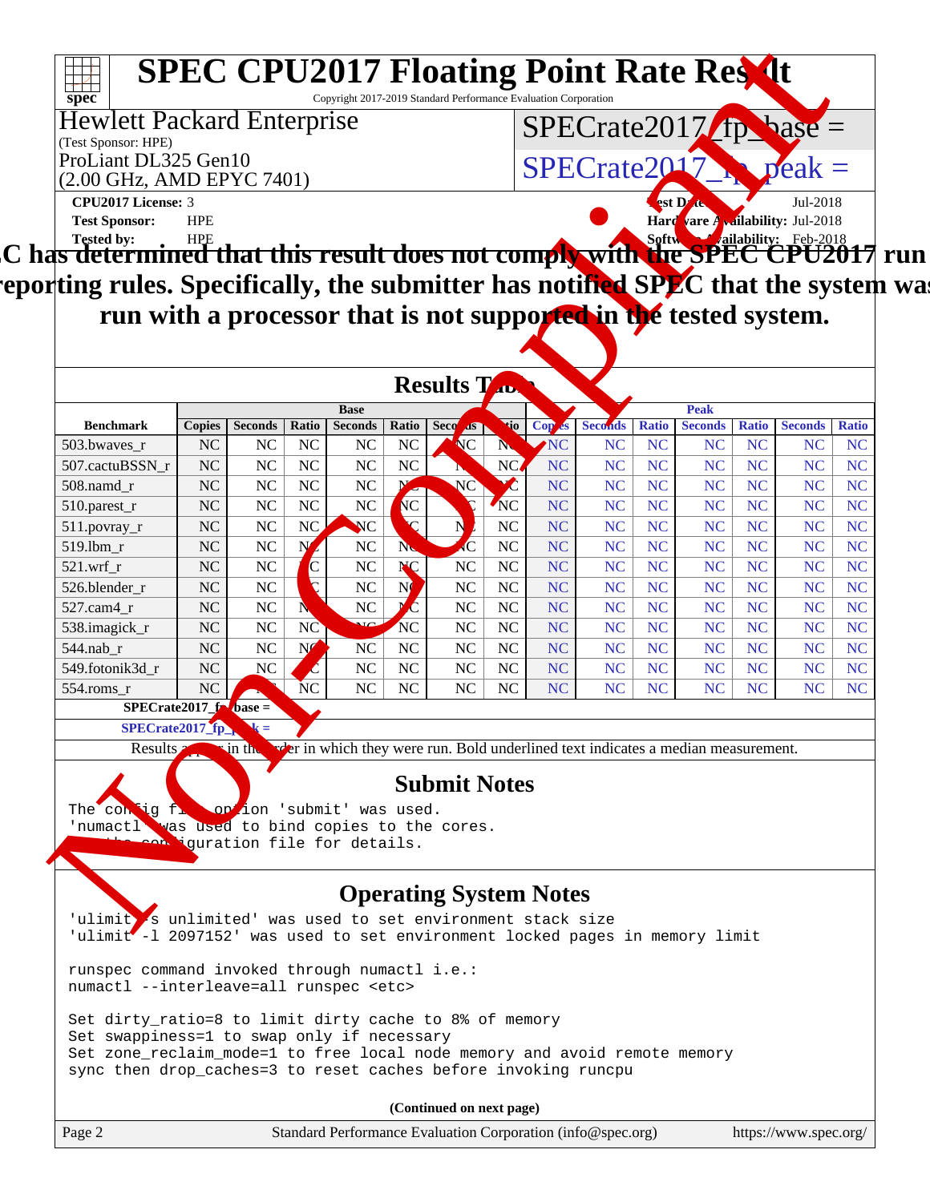# SPEC CPU2017 Floating Point Rate Result

Copyright 2017-2019 Standard Performance Evaluation Corporation

**Hewlett Packard Enterprise**
(Test Sponsor: HPE)
ProLiant DL325 Gen10
(2.00 GHz, AMD EPYC 7401)

SPECrate2017_fp_base =

SPECrate2017_fp_peak =

**CPU2017 License:** 3
**Test Sponsor:** HPE
**Tested by:** HPE

**Test Date:** Jul-2018
**Hardware Availability:** Jul-2018
**Software Availability:** Feb-2018

**SPEC has determined that this result does not comply with the SPEC CPU2017 run and reporting rules. Specifically, the submitter has notified SPEC that the system was run with a processor that is not supported in the tested system.**

## Results Table

| Benchmark | Base | | | | | | | Peak | | | | | | |
|---|---|---|---|---|---|---|---|---|---|---|---|---|---|---|
| | Copies | Seconds | Ratio | Seconds | Ratio | Seconds | Ratio | Copies | Seconds | Ratio | Seconds | Ratio | Seconds | Ratio |
| 503.bwaves_r | NC | NC | NC | NC | NC | NC | NC | NC | NC | NC | NC | NC | NC | NC |
| 507.cactuBSSN_r | NC | NC | NC | NC | NC | NC | NC | NC | NC | NC | NC | NC | NC | NC |
| 508.namd_r | NC | NC | NC | NC | NC | NC | NC | NC | NC | NC | NC | NC | NC | NC |
| 510.parest_r | NC | NC | NC | NC | NC | NC | NC | NC | NC | NC | NC | NC | NC | NC |
| 511.povray_r | NC | NC | NC | NC | NC | NC | NC | NC | NC | NC | NC | NC | NC | NC |
| 519.lbm_r | NC | NC | NC | NC | NC | NC | NC | NC | NC | NC | NC | NC | NC | NC |
| 521.wrf_r | NC | NC | NC | NC | NC | NC | NC | NC | NC | NC | NC | NC | NC | NC |
| 526.blender_r | NC | NC | NC | NC | NC | NC | NC | NC | NC | NC | NC | NC | NC | NC |
| 527.cam4_r | NC | NC | NC | NC | NC | NC | NC | NC | NC | NC | NC | NC | NC | NC |
| 538.imagick_r | NC | NC | NC | NC | NC | NC | NC | NC | NC | NC | NC | NC | NC | NC |
| 544.nab_r | NC | NC | NC | NC | NC | NC | NC | NC | NC | NC | NC | NC | NC | NC |
| 549.fotonik3d_r | NC | NC | NC | NC | NC | NC | NC | NC | NC | NC | NC | NC | NC | NC |
| 554.roms_r | NC | NC | NC | NC | NC | NC | NC | NC | NC | NC | NC | NC | NC | NC |

SPECrate2017_fp_base =

SPECrate2017_fp_peak =

Results appear in the order in which they were run. Bold underlined text indicates a median measurement.

## Submit Notes

```
The config file option 'submit' was used.
'numactl' was used to bind copies to the cores.
See the configuration file for details.
```

## Operating System Notes

```
'ulimit -s unlimited' was used to set environment stack size
'ulimit -l 2097152' was used to set environment locked pages in memory limit

runspec command invoked through numactl i.e.:
numactl --interleave=all runspec <etc>

Set dirty_ratio=8 to limit dirty cache to 8% of memory
Set swappiness=1 to swap only if necessary
Set zone_reclaim_mode=1 to free local node memory and avoid remote memory
sync then drop_caches=3 to reset caches before invoking runcpu
```

**(Continued on next page)**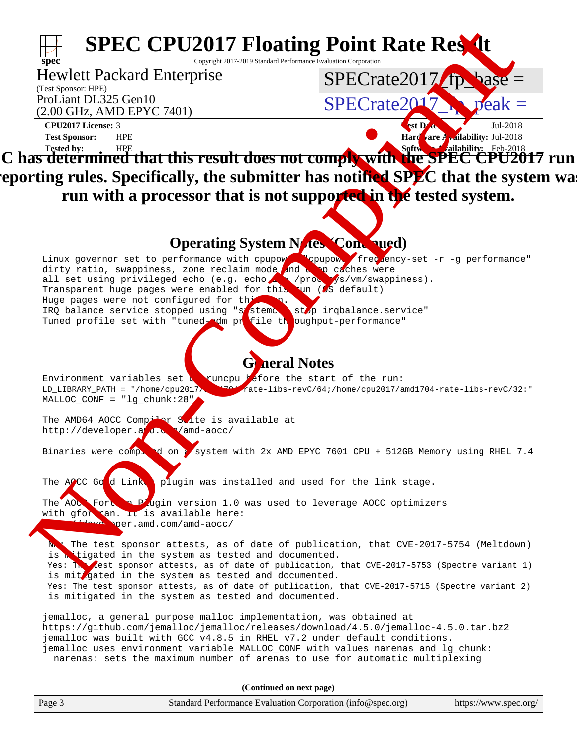# SPEC CPU2017 Floating Point Rate Result

Copyright 2017-2019 Standard Performance Evaluation Corporation

**Hewlett Packard Enterprise**
(Test Sponsor: HPE)
ProLiant DL325 Gen10
(2.00 GHz, AMD EPYC 7401)

SPECrate2017_fp_base =
SPECrate2017_fp_peak =

**CPU2017 License:** 3
**Test Sponsor:** HPE
**Tested by:** HPE

**Test Date:** Jul-2018
**Hardware Availability:** Jul-2018
**Software Availability:** Feb-2018

**SPEC has determined that this result does not comply with the SPEC CPU2017 run and reporting rules. Specifically, the submitter has notified SPEC that the system was run with a processor that is not supported in the tested system.**

## Operating System Notes (Continued)

```
Linux governor set to performance with cpupower "cpupower frequency-set -r -g performance"
dirty_ratio, swappiness, zone_reclaim_mode and drop_caches were
all set using privileged echo (e.g. echo 1 > /proc/sys/vm/swappiness).
Transparent huge pages were enabled for this run (OS default)
Huge pages were not configured for this run.
IRQ balance service stopped using "systemctl stop irqbalance.service"
Tuned profile set with "tuned-adm profile throughput-performance"
```

## General Notes

```
Environment variables set by runcpu before the start of the run:
LD_LIBRARY_PATH = "/home/cpu2017/amd1704-rate-libs-revC/64;/home/cpu2017/amd1704-rate-libs-revC/32:"
MALLOC_CONF = "lg_chunk:28"

The AMD64 AOCC Compiler Suite is available at
http://developer.amd.com/amd-aocc/

Binaries were compiled on a system with 2x AMD EPYC 7601 CPU + 512GB Memory using RHEL 7.4


The AOCC Gold Linker plugin was installed and used for the link stage.

The AOCC Fortran Plugin version 1.0 was used to leverage AOCC optimizers
with gfortran. It is available here:
http://developer.amd.com/amd-aocc/

 No: The test sponsor attests, as of date of publication, that CVE-2017-5754 (Meltdown)
 is mitigated in the system as tested and documented.
 Yes: The test sponsor attests, as of date of publication, that CVE-2017-5753 (Spectre variant 1)
 is mitigated in the system as tested and documented.
 Yes: The test sponsor attests, as of date of publication, that CVE-2017-5715 (Spectre variant 2)
 is mitigated in the system as tested and documented.

jemalloc, a general purpose malloc implementation, was obtained at
https://github.com/jemalloc/jemalloc/releases/download/4.5.0/jemalloc-4.5.0.tar.bz2
jemalloc was built with GCC v4.8.5 in RHEL v7.2 under default conditions.
jemalloc uses environment variable MALLOC_CONF with values narenas and lg_chunk:
  narenas: sets the maximum number of arenas to use for automatic multiplexing
```

**(Continued on next page)**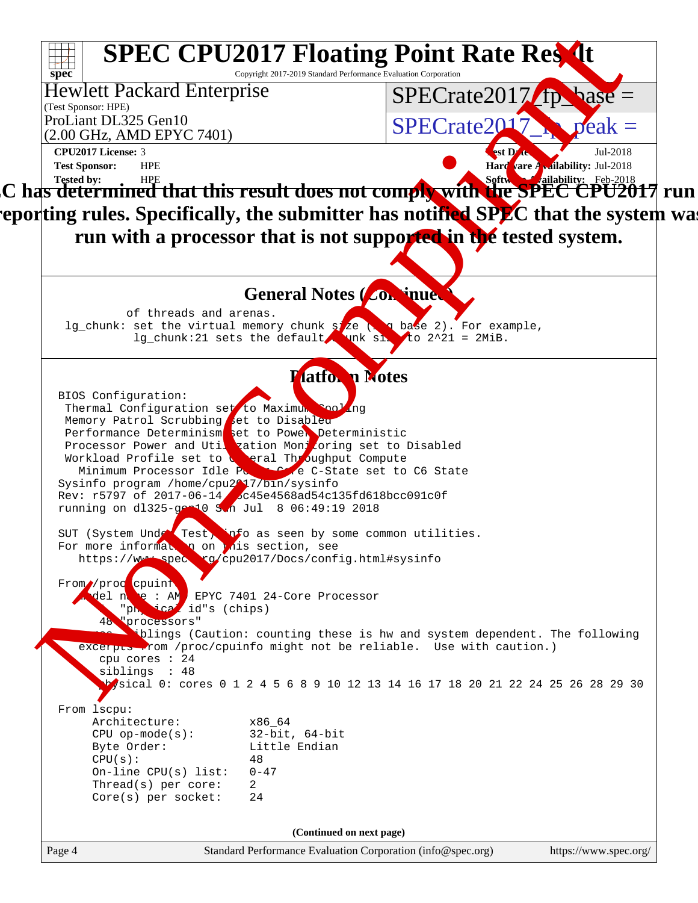# SPEC CPU2017 Floating Point Rate Result

Copyright 2017-2019 Standard Performance Evaluation Corporation

**Hewlett Packard Enterprise**
(Test Sponsor: HPE)
ProLiant DL325 Gen10
(2.00 GHz, AMD EPYC 7401)

SPECrate2017_fp_base =
SPECrate2017_fp_peak =

**CPU2017 License:** 3
**Test Sponsor:** HPE
**Tested by:** HPE

**Test Date:** Jul-2018
**Hardware Availability:** Jul-2018
**Software Availability:** Feb-2018

**SPEC has determined that this result does not comply with the SPEC CPU2017 run and reporting rules. Specifically, the submitter has notified SPEC that the system was run with a processor that is not supported in the tested system.**

## General Notes (Continued)

```
        of threads and arenas.
 lg_chunk: set the virtual memory chunk size (log base 2). For example,
           lg_chunk:21 sets the default chunk size to 2^21 = 2MiB.
```

## Platform Notes

```
BIOS Configuration:
 Thermal Configuration set to Maximum Cooling
 Memory Patrol Scrubbing set to Disabled
 Performance Determinism set to Power Deterministic
 Processor Power and Utilization Monitoring set to Disabled
 Workload Profile set to General Throughput Compute
   Minimum Processor Idle Power Core C-State set to C6 State
Sysinfo program /home/cpu2017/bin/sysinfo
Rev: r5797 of 2017-06-14 96c45e4568ad54c135fd618bcc091c0f
running on dl325-gen10 Sun Jul  8 06:49:19 2018

SUT (System Under Test) info as seen by some common utilities.
For more information on this section, see
   https://www.spec.org/cpu2017/Docs/config.html#sysinfo

From /proc/cpuinfo
    model name : AMD EPYC 7401 24-Core Processor
       1  "physical id"s (chips)
      48  "processors"
    cores, siblings (Caution: counting these is hw and system dependent. The following
   excerpts from /proc/cpuinfo might not be reliable.  Use with caution.)
      cpu cores : 24
      siblings  : 48
      physical 0: cores 0 1 2 4 5 6 8 9 10 12 13 14 16 17 18 20 21 22 24 25 26 28 29 30

From lscpu:
     Architecture:          x86_64
     CPU op-mode(s):        32-bit, 64-bit
     Byte Order:            Little Endian
     CPU(s):                48
     On-line CPU(s) list:   0-47
     Thread(s) per core:    2
     Core(s) per socket:    24
```

**(Continued on next page)**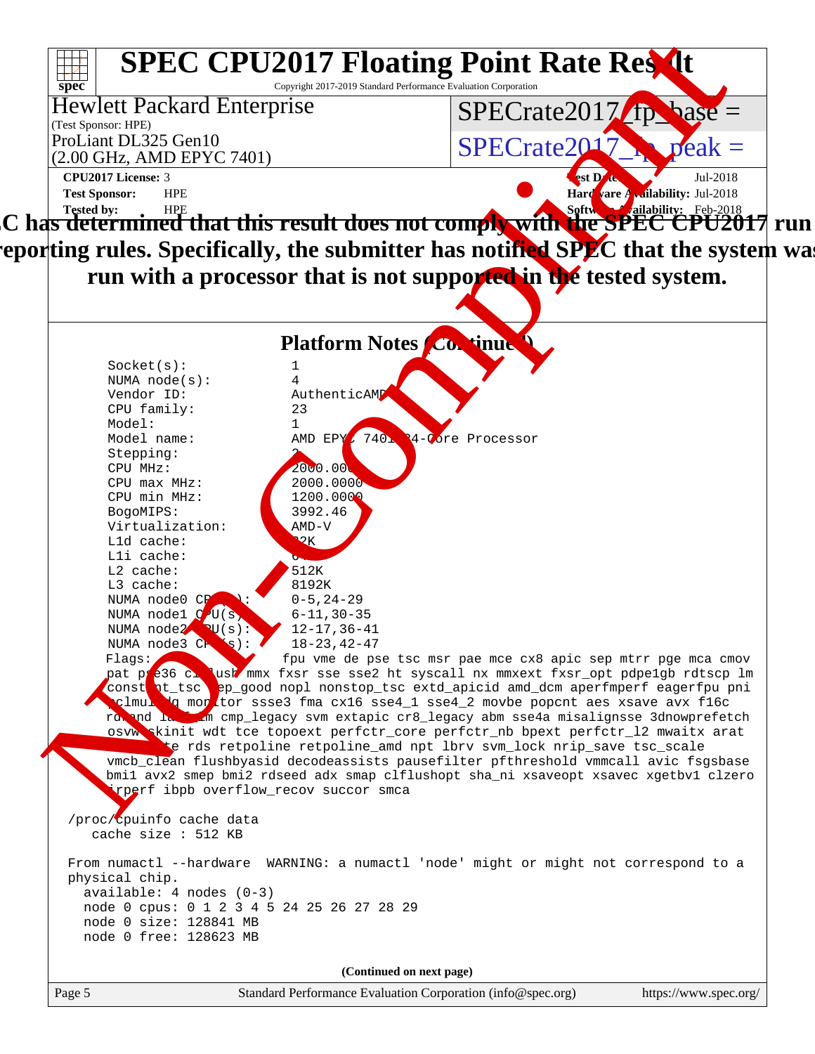# SPEC CPU2017 Floating Point Rate Result

Copyright 2017-2019 Standard Performance Evaluation Corporation

**Hewlett Packard Enterprise**
(Test Sponsor: HPE)
ProLiant DL325 Gen10
(2.00 GHz, AMD EPYC 7401)

SPECrate2017_fp_base =

SPECrate2017_fp_peak =

**CPU2017 License:** 3
**Test Sponsor:** HPE
**Tested by:** HPE

**Test Date:** Jul-2018
**Hardware Availability:** Jul-2018
**Software Availability:** Feb-2018

**SPEC has determined that this result does not comply with the SPEC CPU2017 run and reporting rules. Specifically, the submitter has notified SPEC that the system was run with a processor that is not supported in the tested system.**

## Platform Notes (Continued)

```
     Socket(s):             1
     NUMA node(s):          4
     Vendor ID:             AuthenticAMD
     CPU family:            23
     Model:                 1
     Model name:            AMD EPYC 7401 24-Core Processor
     Stepping:              2
     CPU MHz:               2000.000
     CPU max MHz:           2000.0000
     CPU min MHz:           1200.0000
     BogoMIPS:              3992.46
     Virtualization:        AMD-V
     L1d cache:             32K
     L1i cache:             64K
     L2 cache:              512K
     L3 cache:              8192K
     NUMA node0 CPU(s):     0-5,24-29
     NUMA node1 CPU(s):     6-11,30-35
     NUMA node2 CPU(s):     12-17,36-41
     NUMA node3 CPU(s):     18-23,42-47
     Flags:                 fpu vme de pse tsc msr pae mce cx8 apic sep mtrr pge mca cmov
     pat pse36 clflush mmx fxsr sse sse2 ht syscall nx mmxext fxsr_opt pdpe1gb rdtscp lm
     constant_tsc rep_good nopl nonstop_tsc extd_apicid amd_dcm aperfmperf eagerfpu pni
     pclmulqdq monitor ssse3 fma cx16 sse4_1 sse4_2 movbe popcnt aes xsave avx f16c
     rdrand lahf_lm cmp_legacy svm extapic cr8_legacy abm sse4a misalignsse 3dnowprefetch
     osvw skinit wdt tce topoext perfctr_core perfctr_nb bpext perfctr_l2 mwaitx arat
     cpb hw_pstate rds retpoline retpoline_amd npt lbrv svm_lock nrip_save tsc_scale
     vmcb_clean flushbyasid decodeassists pausefilter pfthreshold vmmcall avic fsgsbase
     bmi1 avx2 smep bmi2 rdseed adx smap clflushopt sha_ni xsaveopt xsavec xgetbv1 clzero
     irperf ibpb overflow_recov succor smca

 /proc/cpuinfo cache data
    cache size : 512 KB

 From numactl --hardware  WARNING: a numactl 'node' might or might not correspond to a
 physical chip.
   available: 4 nodes (0-3)
   node 0 cpus: 0 1 2 3 4 5 24 25 26 27 28 29
   node 0 size: 128841 MB
   node 0 free: 128623 MB
```

(Continued on next page)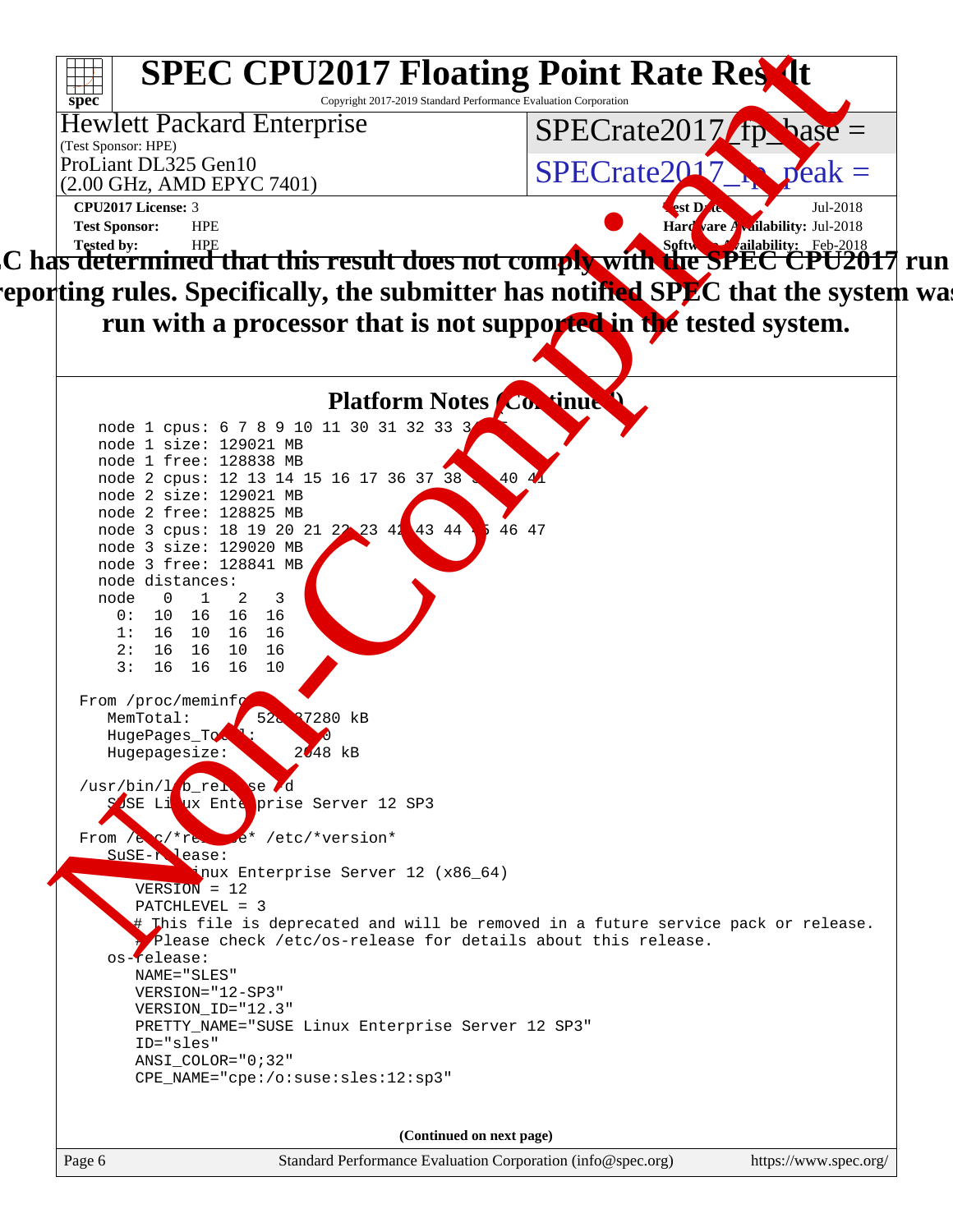# SPEC CPU2017 Floating Point Rate Result

Copyright 2017-2019 Standard Performance Evaluation Corporation

**Hewlett Packard Enterprise**
(Test Sponsor: HPE)
ProLiant DL325 Gen10
(2.00 GHz, AMD EPYC 7401)

SPECrate2017_fp_base =

SPECrate2017_fp_peak =

**CPU2017 License:** 3
**Test Sponsor:** HPE
**Tested by:** HPE

**Test Date:** Jul-2018
**Hardware Availability:** Jul-2018
**Software Availability:** Feb-2018

**SPEC has determined that this result does not comply with the SPEC CPU2017 run and reporting rules. Specifically, the submitter has notified SPEC that the system was run with a processor that is not supported in the tested system.**

## Platform Notes (Continued)

```
  node 1 cpus: 6 7 8 9 10 11 30 31 32 33 34 35
  node 1 size: 129021 MB
  node 1 free: 128838 MB
  node 2 cpus: 12 13 14 15 16 17 36 37 38 39 40 41
  node 2 size: 129021 MB
  node 2 free: 128825 MB
  node 3 cpus: 18 19 20 21 22 23 42 43 44 45 46 47
  node 3 size: 129020 MB
  node 3 free: 128841 MB
  node distances:
  node   0   1   2   3
    0:  10  16  16  16
    1:  16  10  16  16
    2:  16  16  10  16
    3:  16  16  16  10

From /proc/meminfo
   MemTotal:       528287280 kB
   HugePages_Total:       0
   Hugepagesize:       2048 kB

/usr/bin/lsb_release -d
   SUSE Linux Enterprise Server 12 SP3

From /etc/*release* /etc/*version*
   SuSE-release:
      SUSE Linux Enterprise Server 12 (x86_64)
      VERSION = 12
      PATCHLEVEL = 3
      # This file is deprecated and will be removed in a future service pack or release.
      # Please check /etc/os-release for details about this release.
   os-release:
      NAME="SLES"
      VERSION="12-SP3"
      VERSION_ID="12.3"
      PRETTY_NAME="SUSE Linux Enterprise Server 12 SP3"
      ID="sles"
      ANSI_COLOR="0;32"
      CPE_NAME="cpe:/o:suse:sles:12:sp3"
```

(Continued on next page)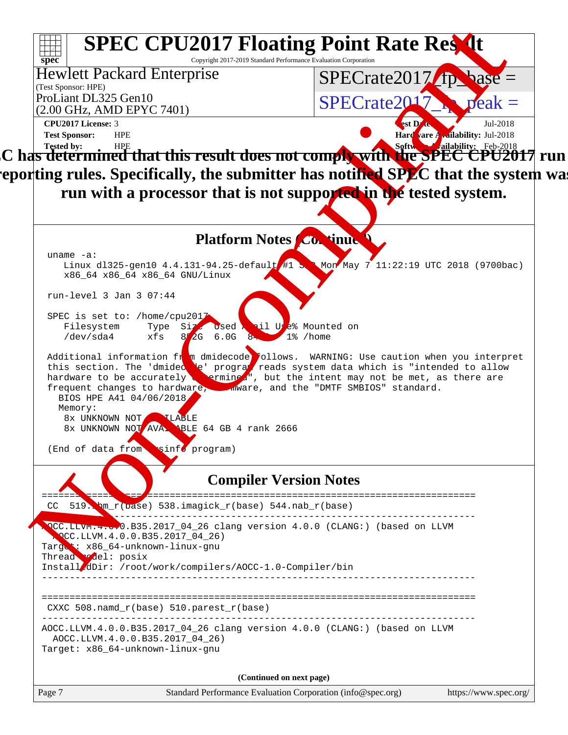# SPEC CPU2017 Floating Point Rate Result

Copyright 2017-2019 Standard Performance Evaluation Corporation

**Hewlett Packard Enterprise**
(Test Sponsor: HPE)
ProLiant DL325 Gen10
(2.00 GHz, AMD EPYC 7401)

SPECrate2017_fp_base =

SPECrate2017_fp_peak =

**CPU2017 License:** 3
**Test Sponsor:** HPE
**Tested by:** HPE

**Test Date:** Jul-2018
**Hardware Availability:** Jul-2018
**Software Availability:** Feb-2018

**SPEC has determined that this result does not comply with the SPEC CPU2017 run and reporting rules. Specifically, the submitter has notified SPEC that the system was run with a processor that is not supported in the tested system.**

## Platform Notes (Continued)

```
uname -a:
   Linux dl325-gen10 4.4.131-94.25-default #1 SMP Mon May 7 11:22:19 UTC 2018 (9700bac)
   x86_64 x86_64 x86_64 GNU/Linux

run-level 3 Jan 3 07:44

SPEC is set to: /home/cpu2017
   Filesystem     Type  Size  Used Avail Use% Mounted on
   /dev/sda4      xfs   852G  6.0G  846G   1% /home

Additional information from dmidecode follows.  WARNING: Use caution when you interpret
this section. The 'dmidecode' program reads system data which is "intended to allow
hardware to be accurately determined", but the intent may not be met, as there are
frequent changes to hardware, firmware, and the "DMTF SMBIOS" standard.
  BIOS HPE A41 04/06/2018
  Memory:
   8x UNKNOWN NOT AVAILABLE
   8x UNKNOWN NOT AVAILABLE 64 GB 4 rank 2666

(End of data from sysinfo program)
```

## Compiler Version Notes

```
==============================================================================
 CC  519.lbm_r(base) 538.imagick_r(base) 544.nab_r(base)
------------------------------------------------------------------------------
AOCC.LLVM.4.0.0.B35.2017_04_26 clang version 4.0.0 (CLANG:) (based on LLVM
  AOCC.LLVM.4.0.0.B35.2017_04_26)
Target: x86_64-unknown-linux-gnu
Thread model: posix
InstalledDir: /root/work/compilers/AOCC-1.0-Compiler/bin
------------------------------------------------------------------------------

==============================================================================
 CXXC 508.namd_r(base) 510.parest_r(base)
------------------------------------------------------------------------------
AOCC.LLVM.4.0.0.B35.2017_04_26 clang version 4.0.0 (CLANG:) (based on LLVM
  AOCC.LLVM.4.0.0.B35.2017_04_26)
Target: x86_64-unknown-linux-gnu
```

(Continued on next page)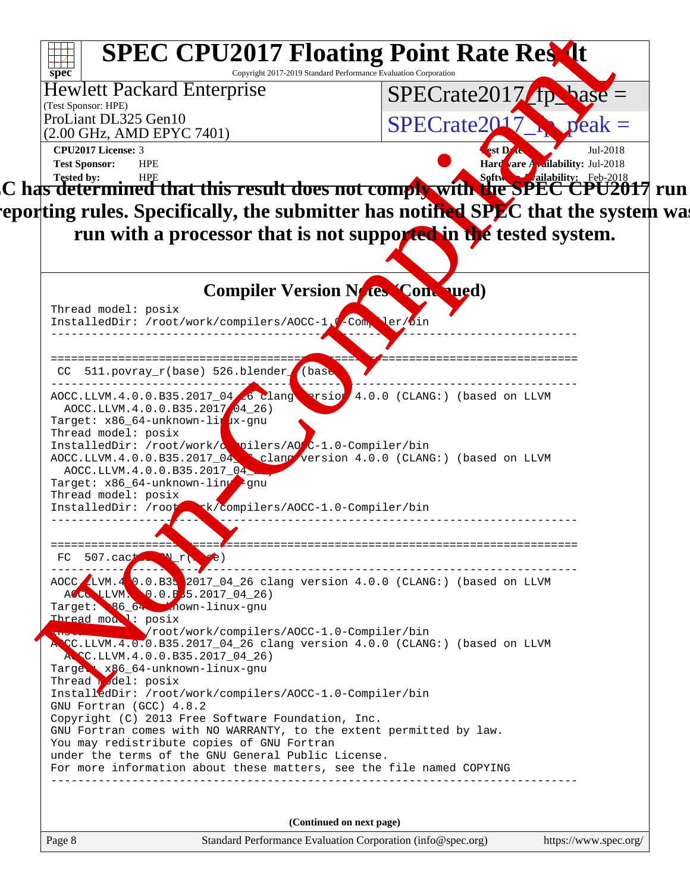# SPEC CPU2017 Floating Point Rate Result

Copyright 2017-2019 Standard Performance Evaluation Corporation

**Hewlett Packard Enterprise**
(Test Sponsor: HPE)
ProLiant DL325 Gen10
(2.00 GHz, AMD EPYC 7401)

SPECrate2017_fp_base =

SPECrate2017_fp_peak =

**CPU2017 License:** 3
**Test Sponsor:** HPE
**Tested by:** HPE

**Test Date:** Jul-2018
**Hardware Availability:** Jul-2018
**Software Availability:** Feb-2018

**SPEC has determined that this result does not comply with the SPEC CPU2017 run and reporting rules. Specifically, the submitter has notified SPEC that the system was run with a processor that is not supported in the tested system.**

## Compiler Version Notes (Continued)

```
Thread model: posix
InstalledDir: /root/work/compilers/AOCC-1.0-Compiler/bin
------------------------------------------------------------------------------

==============================================================================
 CC  511.povray_r(base) 526.blender_r(base)
------------------------------------------------------------------------------
AOCC.LLVM.4.0.0.B35.2017_04_26 clang version 4.0.0 (CLANG:) (based on LLVM
  AOCC.LLVM.4.0.0.B35.2017_04_26)
Target: x86_64-unknown-linux-gnu
Thread model: posix
InstalledDir: /root/work/compilers/AOCC-1.0-Compiler/bin
AOCC.LLVM.4.0.0.B35.2017_04_26 clang version 4.0.0 (CLANG:) (based on LLVM
  AOCC.LLVM.4.0.0.B35.2017_04_26)
Target: x86_64-unknown-linux-gnu
Thread model: posix
InstalledDir: /root/work/compilers/AOCC-1.0-Compiler/bin
------------------------------------------------------------------------------

==============================================================================
 FC  507.cactuBSSN_r(base)
------------------------------------------------------------------------------
AOCC.LLVM.4.0.0.B35.2017_04_26 clang version 4.0.0 (CLANG:) (based on LLVM
  AOCC.LLVM.4.0.0.B35.2017_04_26)
Target: x86_64-unknown-linux-gnu
Thread model: posix
InstalledDir: /root/work/compilers/AOCC-1.0-Compiler/bin
AOCC.LLVM.4.0.0.B35.2017_04_26 clang version 4.0.0 (CLANG:) (based on LLVM
  AOCC.LLVM.4.0.0.B35.2017_04_26)
Target: x86_64-unknown-linux-gnu
Thread model: posix
InstalledDir: /root/work/compilers/AOCC-1.0-Compiler/bin
GNU Fortran (GCC) 4.8.2
Copyright (C) 2013 Free Software Foundation, Inc.
GNU Fortran comes with NO WARRANTY, to the extent permitted by law.
You may redistribute copies of GNU Fortran
under the terms of the GNU General Public License.
For more information about these matters, see the file named COPYING
------------------------------------------------------------------------------
```

(Continued on next page)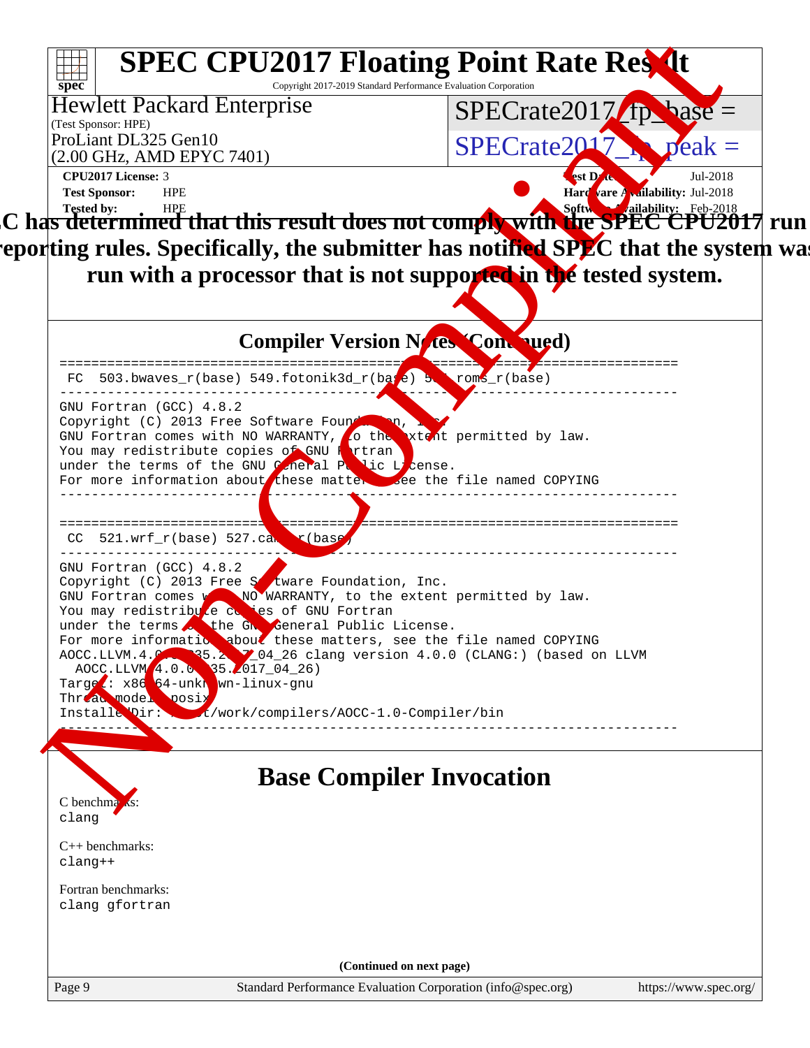# SPEC CPU2017 Floating Point Rate Result

Copyright 2017-2019 Standard Performance Evaluation Corporation

**Hewlett Packard Enterprise**
(Test Sponsor: HPE)
ProLiant DL325 Gen10
(2.00 GHz, AMD EPYC 7401)

SPECrate2017_fp_base =
SPECrate2017_fp_peak =

**CPU2017 License:** 3
**Test Sponsor:** HPE
**Tested by:** HPE

**Test Date:** Jul-2018
**Hardware Availability:** Jul-2018
**Software Availability:** Feb-2018

**SPEC has determined that this result does not comply with the SPEC CPU2017 run and reporting rules. Specifically, the submitter has notified SPEC that the system was run with a processor that is not supported in the tested system.**

## Compiler Version Notes (Continued)

```
==============================================================================
 FC  503.bwaves_r(base) 549.fotonik3d_r(base) 554.roms_r(base)
------------------------------------------------------------------------------
GNU Fortran (GCC) 4.8.2
Copyright (C) 2013 Free Software Foundation, Inc.
GNU Fortran comes with NO WARRANTY, to the extent permitted by law.
You may redistribute copies of GNU Fortran
under the terms of the GNU General Public License.
For more information about these matters, see the file named COPYING
------------------------------------------------------------------------------

==============================================================================
 CC  521.wrf_r(base) 527.cam4_r(base)
------------------------------------------------------------------------------
GNU Fortran (GCC) 4.8.2
Copyright (C) 2013 Free Software Foundation, Inc.
GNU Fortran comes with NO WARRANTY, to the extent permitted by law.
You may redistribute copies of GNU Fortran
under the terms of the GNU General Public License.
For more information about these matters, see the file named COPYING
AOCC.LLVM.4.0.0.B35.2017_04_26 clang version 4.0.0 (CLANG:) (based on LLVM
  AOCC.LLVM.4.0.0.B35.2017_04_26)
Target: x86_64-unknown-linux-gnu
Thread model: posix
InstalledDir: /root/work/compilers/AOCC-1.0-Compiler/bin
------------------------------------------------------------------------------
```

## Base Compiler Invocation

C benchmarks:
clang

C++ benchmarks:
clang++

Fortran benchmarks:
clang gfortran

(Continued on next page)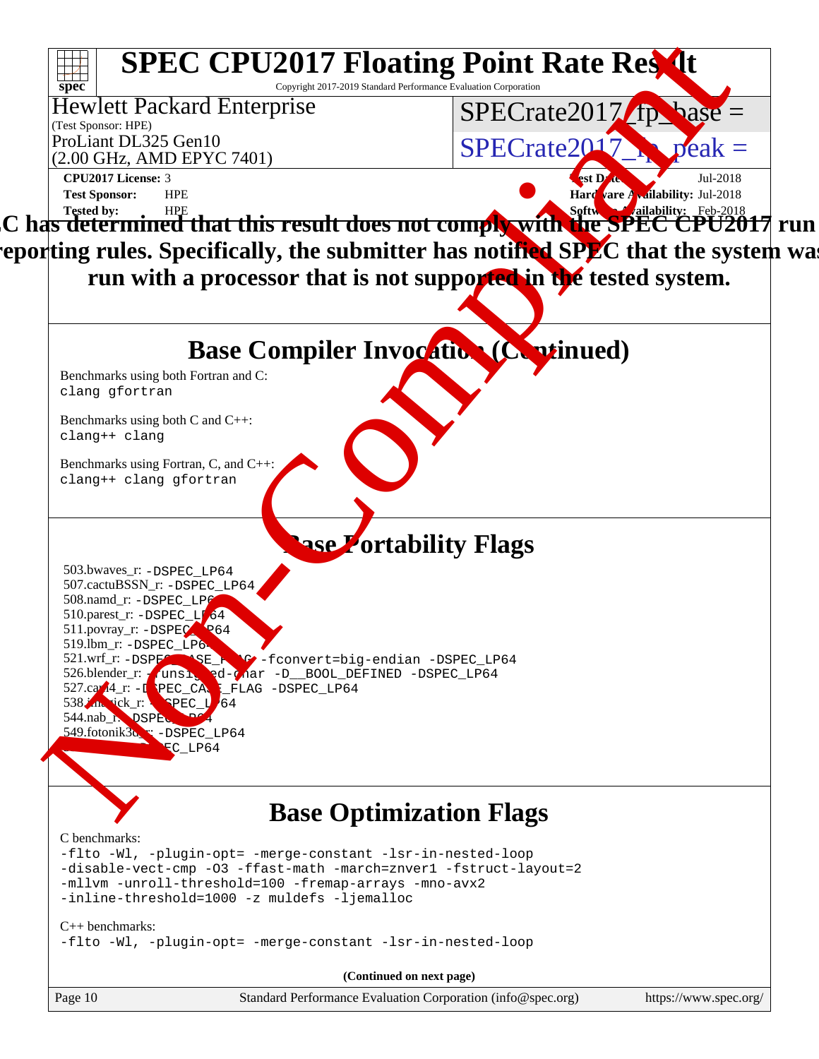# SPEC CPU2017 Floating Point Rate Result

Copyright 2017-2019 Standard Performance Evaluation Corporation

**Hewlett Packard Enterprise**
(Test Sponsor: HPE)
ProLiant DL325 Gen10
(2.00 GHz, AMD EPYC 7401)

SPECrate2017_fp_base =

SPECrate2017_fp_peak =

**CPU2017 License:** 3
**Test Sponsor:** HPE
**Tested by:** HPE

**Test Date:** Jul-2018
**Hardware Availability:** Jul-2018
**Software Availability:** Feb-2018

**SPEC has determined that this result does not comply with the SPEC CPU2017 run and reporting rules. Specifically, the submitter has notified SPEC that the system was run with a processor that is not supported in the tested system.**

## Base Compiler Invocation (Continued)

Benchmarks using both Fortran and C:
```
clang gfortran
```

Benchmarks using both C and C++:
```
clang++ clang
```

Benchmarks using Fortran, C, and C++:
```
clang++ clang gfortran
```

## Base Portability Flags

503.bwaves_r: `-DSPEC_LP64`
507.cactuBSSN_r: `-DSPEC_LP64`
508.namd_r: `-DSPEC_LP64`
510.parest_r: `-DSPEC_LP64`
511.povray_r: `-DSPEC_LP64`
519.lbm_r: `-DSPEC_LP64`
521.wrf_r: `-DSPEC_CASE_FLAG -fconvert=big-endian -DSPEC_LP64`
526.blender_r: `-funsigned-char -D__BOOL_DEFINED -DSPEC_LP64`
527.cam4_r: `-DSPEC_CASE_FLAG -DSPEC_LP64`
538.imagick_r: `-DSPEC_LP64`
544.nab_r: `-DSPEC_LP64`
549.fotonik3d_r: `-DSPEC_LP64`
554.roms_r: `-DSPEC_LP64`

## Base Optimization Flags

C benchmarks:
```
-flto -Wl, -plugin-opt= -merge-constant -lsr-in-nested-loop
-disable-vect-cmp -O3 -ffast-math -march=znver1 -fstruct-layout=2
-mllvm -unroll-threshold=100 -fremap-arrays -mno-avx2
-inline-threshold=1000 -z muldefs -ljemalloc
```

C++ benchmarks:
```
-flto -Wl, -plugin-opt= -merge-constant -lsr-in-nested-loop
```

(Continued on next page)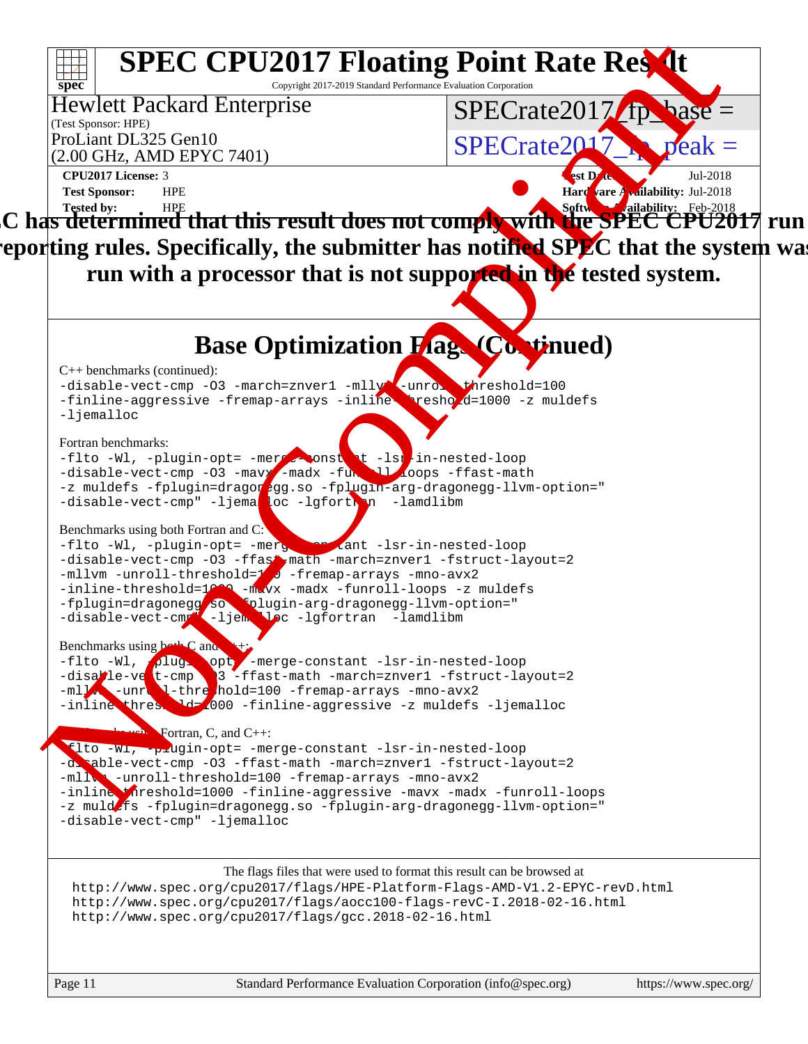# SPEC CPU2017 Floating Point Rate Result

Copyright 2017-2019 Standard Performance Evaluation Corporation

Hewlett Packard Enterprise
(Test Sponsor: HPE)
ProLiant DL325 Gen10
(2.00 GHz, AMD EPYC 7401)

SPECrate2017_fp_base =
SPECrate2017_fp_peak =

**CPU2017 License:** 3
**Test Sponsor:** HPE
**Tested by:** HPE

**Test Date:** Jul-2018
**Hardware Availability:** Jul-2018
**Software Availability:** Feb-2018

**SPEC has determined that this result does not comply with the SPEC CPU2017 run and reporting rules. Specifically, the submitter has notified SPEC that the system was run with a processor that is not supported in the tested system.**

## Base Optimization Flags (Continued)

C++ benchmarks (continued):

```
-disable-vect-cmp -O3 -march=znver1 -mllvm -unroll-threshold=100
-finline-aggressive -fremap-arrays -inline-threshold=1000 -z muldefs
-ljemalloc
```

Fortran benchmarks:

```
-flto -Wl, -plugin-opt= -merge-constant -lsr-in-nested-loop
-disable-vect-cmp -O3 -mavx -madx -funroll-loops -ffast-math
-z muldefs -fplugin=dragonegg.so -fplugin-arg-dragonegg-llvm-option="
-disable-vect-cmp" -ljemalloc -lgfortran  -lamdlibm
```

Benchmarks using both Fortran and C:

```
-flto -Wl, -plugin-opt= -merge-constant -lsr-in-nested-loop
-disable-vect-cmp -O3 -ffast-math -march=znver1 -fstruct-layout=2
-mllvm -unroll-threshold=100 -fremap-arrays -mno-avx2
-inline-threshold=1000 -mavx -madx -funroll-loops -z muldefs
-fplugin=dragonegg.so -fplugin-arg-dragonegg-llvm-option="
-disable-vect-cmp" -ljemalloc -lgfortran  -lamdlibm
```

Benchmarks using both C and C++:

```
-flto -Wl, -plugin-opt= -merge-constant -lsr-in-nested-loop
-disable-vect-cmp -O3 -ffast-math -march=znver1 -fstruct-layout=2
-mllvm -unroll-threshold=100 -fremap-arrays -mno-avx2
-inline-threshold=1000 -finline-aggressive -z muldefs -ljemalloc
```

Benchmarks using Fortran, C, and C++:

```
-flto -Wl, -plugin-opt= -merge-constant -lsr-in-nested-loop
-disable-vect-cmp -O3 -ffast-math -march=znver1 -fstruct-layout=2
-mllvm -unroll-threshold=100 -fremap-arrays -mno-avx2
-inline-threshold=1000 -finline-aggressive -mavx -madx -funroll-loops
-z muldefs -fplugin=dragonegg.so -fplugin-arg-dragonegg-llvm-option="
-disable-vect-cmp" -ljemalloc
```

The flags files that were used to format this result can be browsed at
http://www.spec.org/cpu2017/flags/HPE-Platform-Flags-AMD-V1.2-EPYC-revD.html
http://www.spec.org/cpu2017/flags/aocc100-flags-revC-I.2018-02-16.html
http://www.spec.org/cpu2017/flags/gcc.2018-02-16.html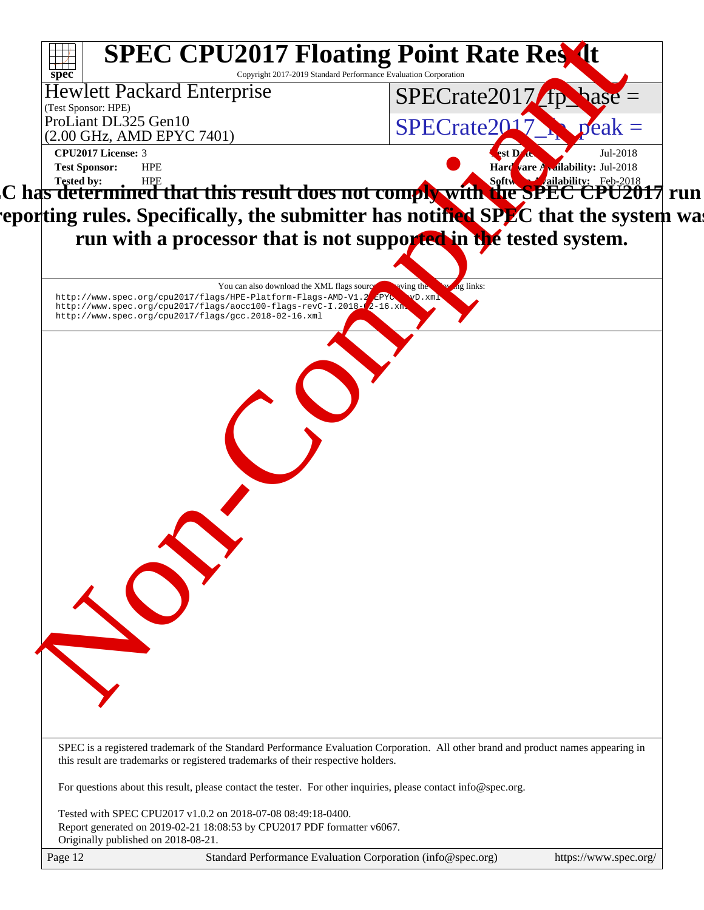# SPEC CPU2017 Floating Point Rate Result

Copyright 2017-2019 Standard Performance Evaluation Corporation

Hewlett Packard Enterprise
(Test Sponsor: HPE)
ProLiant DL325 Gen10
(2.00 GHz, AMD EPYC 7401)

SPECrate2017_fp_base =

SPECrate2017_fp_peak =

**CPU2017 License:** 3
**Test Sponsor:** HPE
**Tested by:** HPE

**Test Date:** Jul-2018
**Hardware Availability:** Jul-2018
**Software Availability:** Feb-2018

**SPEC has determined that this result does not comply with the SPEC CPU2017 run and reporting rules. Specifically, the submitter has notified SPEC that the system was run with a processor that is not supported in the tested system.**

Non-Compliant

You can also download the XML flags sources by saving the following links:

```
http://www.spec.org/cpu2017/flags/HPE-Platform-Flags-AMD-V1.2-EPYC-revD.xml
http://www.spec.org/cpu2017/flags/aocc100-flags-revC-I.2018-02-16.xml
http://www.spec.org/cpu2017/flags/gcc.2018-02-16.xml
```

SPEC is a registered trademark of the Standard Performance Evaluation Corporation. All other brand and product names appearing in this result are trademarks or registered trademarks of their respective holders.

For questions about this result, please contact the tester. For other inquiries, please contact info@spec.org.

Tested with SPEC CPU2017 v1.0.2 on 2018-07-08 08:49:18-0400.
Report generated on 2019-02-21 18:08:53 by CPU2017 PDF formatter v6067.
Originally published on 2018-08-21.